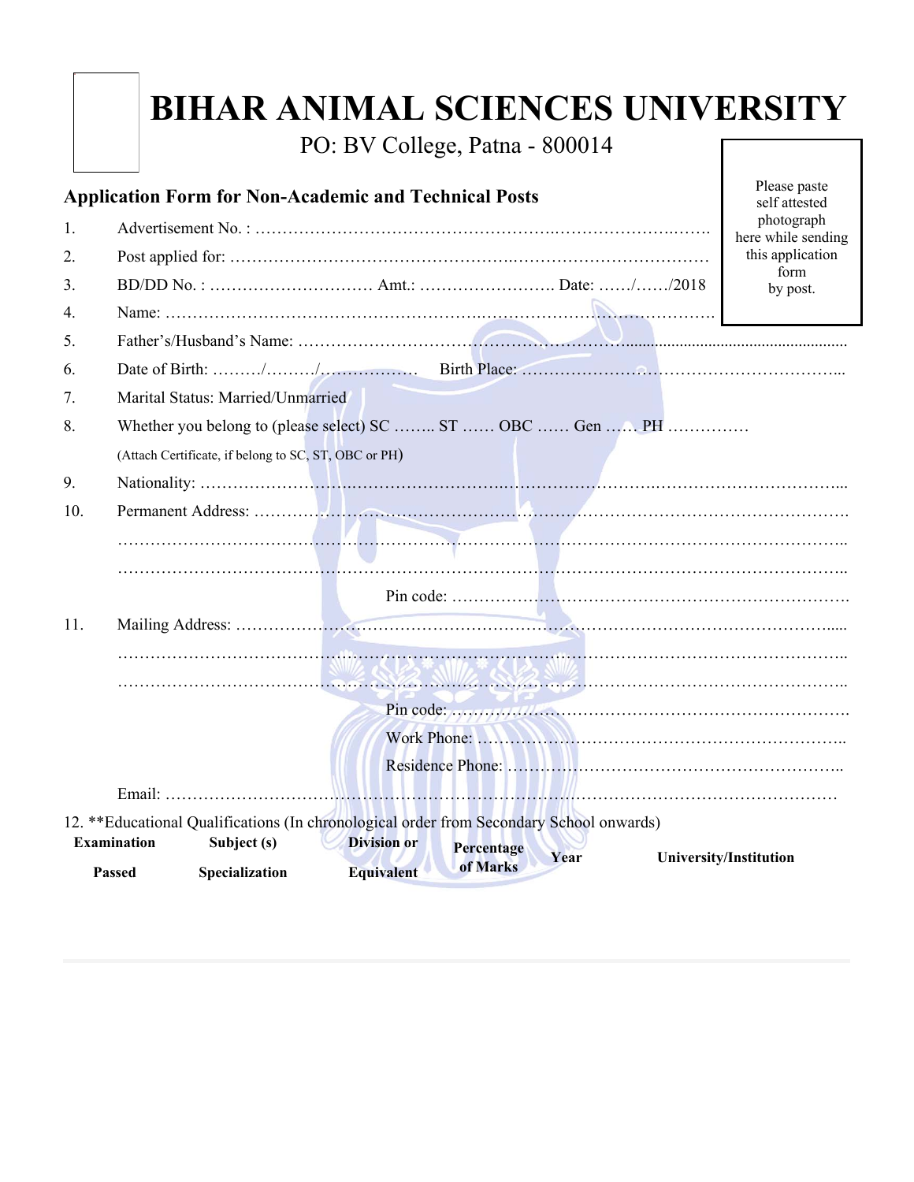# BIHAR ANIMAL SCIENCES UNIVERSITY

PO: BV College, Patna - 800014

Please paste self attested photograph here while sending this application form by post.

## Application Form for Non-Academic and Technical Posts

1. Advertisement No. : …………………………………………………………………………
2. Post applied for: …………………………………………………………………………
3. BD/DD No. : ………………………… Amt.: ……………………. Date: ……/……/2018
4. Name: ……………………………………………………………………………………
5. Father's/Husband's Name: ……………………………………………………………………
6. Date of Birth: ………/………/……………… Birth Place: ………………………………………………..
7. Marital Status: Married/Unmarried
8. Whether you belong to (please select) SC …….. ST …… OBC …… Gen …… PH ……………

   (Attach Certificate, if belong to SC, ST, OBC or PH)
9. Nationality: ……………………………………………………………………………………...
10. Permanent Address: ……………………………………………………………………………

    ……………………………………………………………………………………………………..

    ……………………………………………………………………………………………………..

    Pin code: ………………………………………………………………
11. Mailing Address: ………………………………………………………………………………

    ……………………………………………………………………………………………………..

    ……………………………………………………………………………………………………..

    Pin code: ………………………………………………………………

    Work Phone: …………………………………………………………..

    Residence Phone: …………………………………………………….

    Email: ……………………………………………………………………………………………

12. **Educational Qualifications (In chronological order from Secondary School onwards)

| Examination Passed | Subject (s) Specialization | Division or Equivalent | Percentage of Marks | Year | University/Institution |
|---|---|---|---|---|---|
| | | | | | |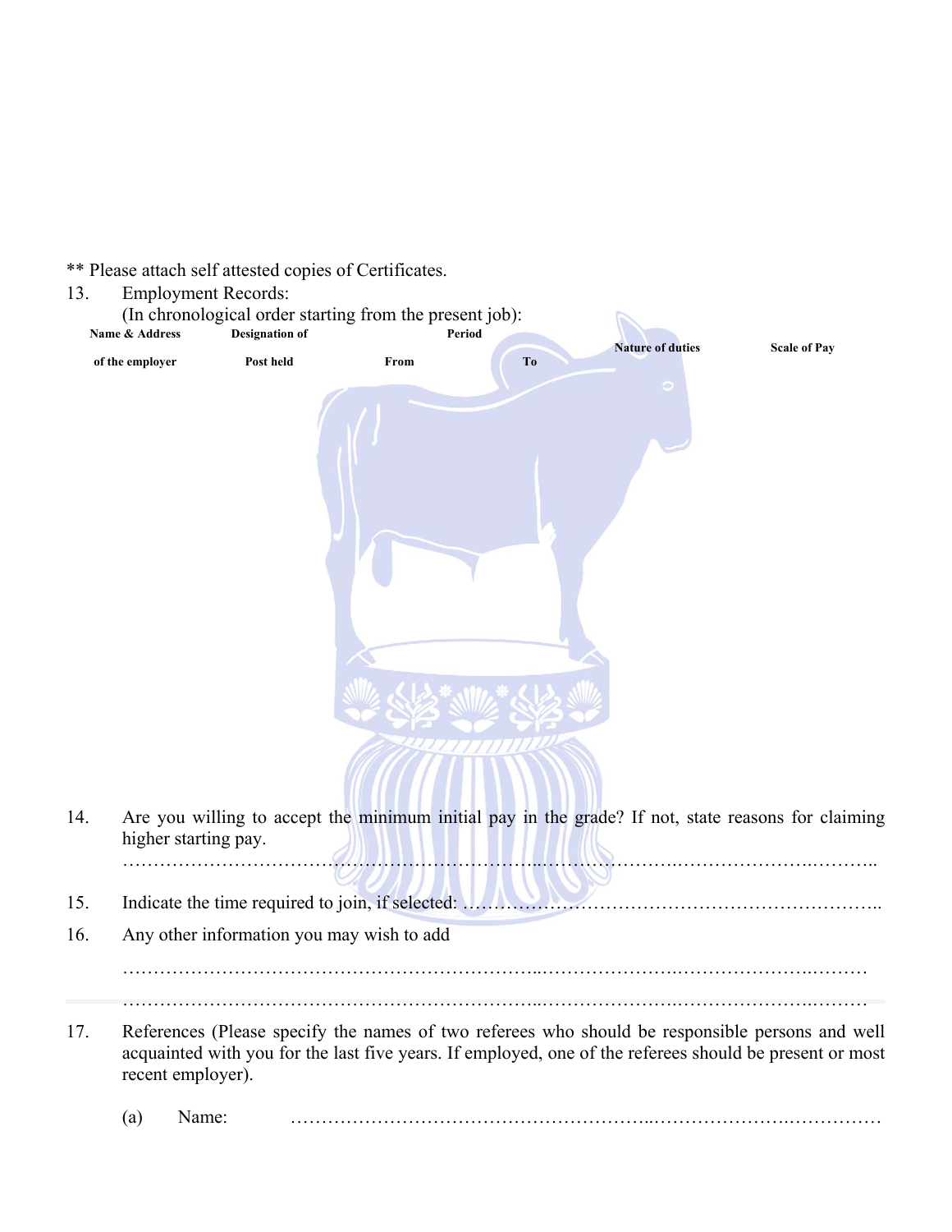** Please attach self attested copies of Certificates.

13. Employment Records:
(In chronological order starting from the present job):

| Name & Address of the employer | Designation of Post held | Period | | Nature of duties | Scale of Pay |
|---|---|---|---|---|---|
| | | From | To | | |
| | | | | | |

14. Are you willing to accept the minimum initial pay in the grade? If not, state reasons for claiming higher starting pay.

……………………………………………………………………………………………………………………

15. Indicate the time required to join, if selected: ……………………………………………………………..

16. Any other information you may wish to add

……………………………………………………………………………………………………………………

……………………………………………………………………………………………………………………

17. References (Please specify the names of two referees who should be responsible persons and well acquainted with you for the last five years. If employed, one of the referees should be present or most recent employer).

(a) Name: ………………………………………………………………………………………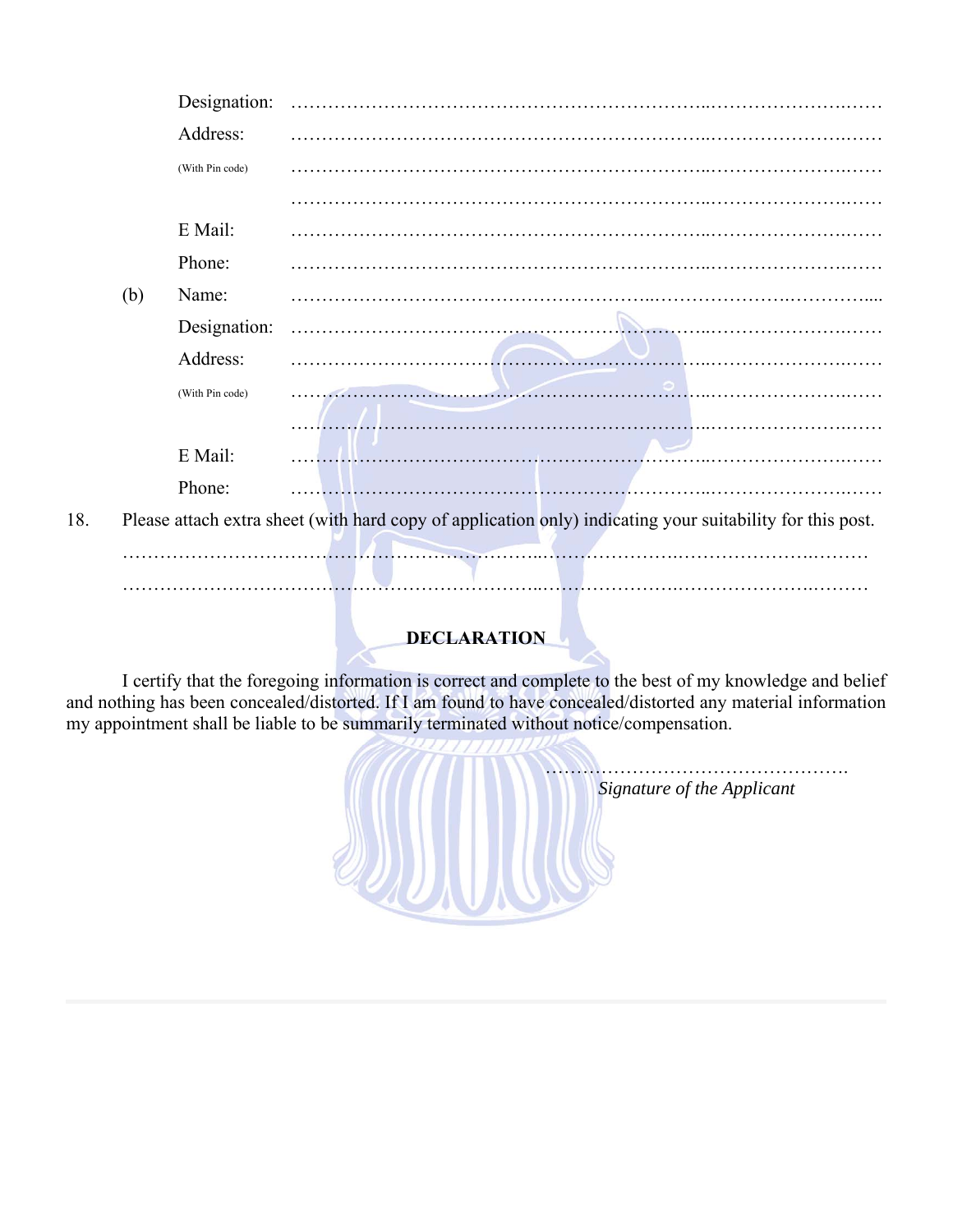Designation: ……………………………………………………………………………………

Address: ……………………………………………………………………………………

(With Pin code) ……………………………………………………………………………………

……………………………………………………………………………………

E Mail: ……………………………………………………………………………………

Phone: ……………………………………………………………………………………

(b) Name: ……………………………………………………………………………………

Designation: ……………………………………………………………………………………

Address: ……………………………………………………………………………………

(With Pin code) ……………………………………………………………………………………

……………………………………………………………………………………

E Mail: ……………………………………………………………………………………

Phone: ……………………………………………………………………………………

18. Please attach extra sheet (with hard copy of application only) indicating your suitability for this post.

……………………………………………………………………………………………………

……………………………………………………………………………………………………

## DECLARATION

I certify that the foregoing information is correct and complete to the best of my knowledge and belief and nothing has been concealed/distorted. If I am found to have concealed/distorted any material information my appointment shall be liable to be summarily terminated without notice/compensation.

………………………………………….

*Signature of the Applicant*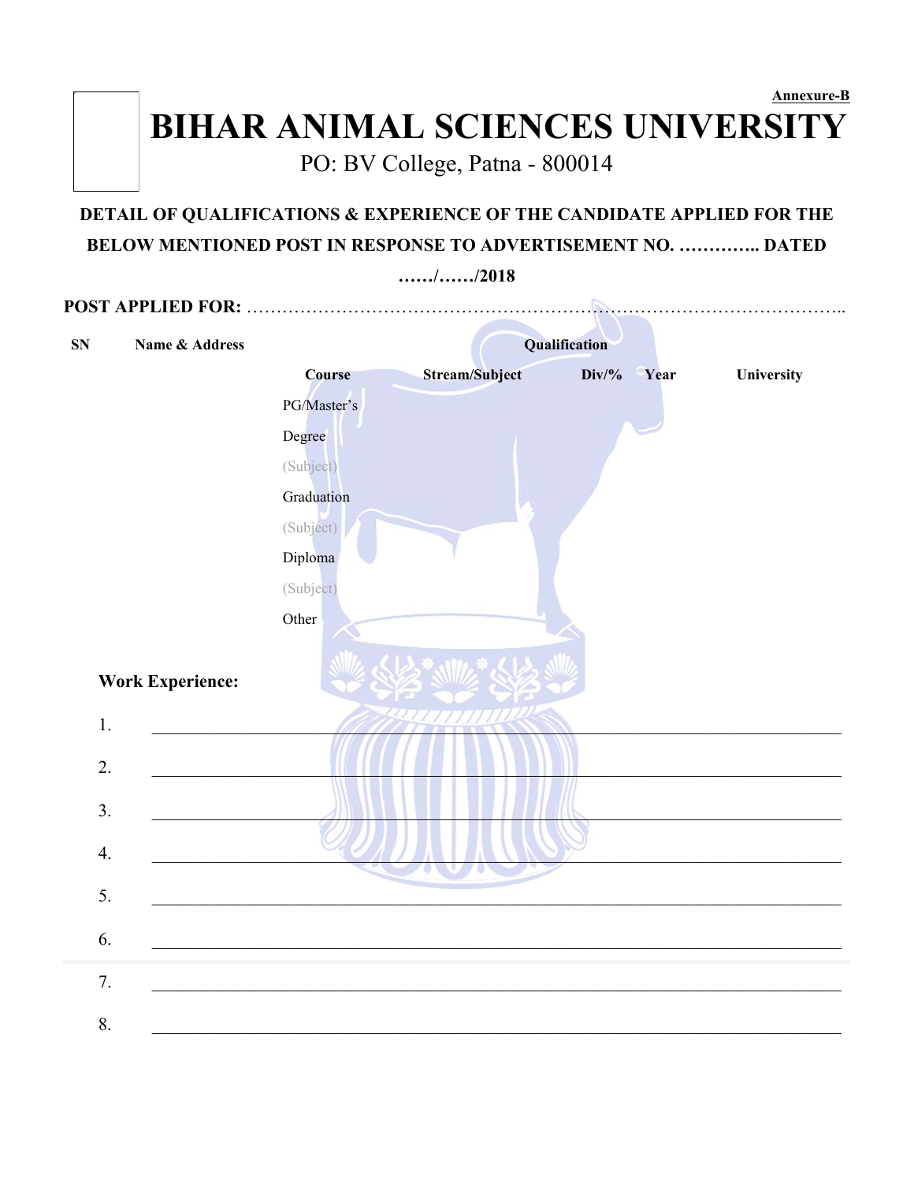Annexure-B

# BIHAR ANIMAL SCIENCES UNIVERSITY

PO: BV College, Patna - 800014

**DETAIL OF QUALIFICATIONS & EXPERIENCE OF THE CANDIDATE APPLIED FOR THE BELOW MENTIONED POST IN RESPONSE TO ADVERTISEMENT NO. ………….. DATED ……/……/2018**

**POST APPLIED FOR:** ………………………………………………………………………………………..

| SN | Name & Address | Qualification | | | | |
|---|---|---|---|---|---|---|
| | | Course | Stream/Subject | Div/% | Year | University |
| | | PG/Master's | | | | |
| | | Degree | | | | |
| | | (Subject) | | | | |
| | | Graduation | | | | |
| | | (Subject) | | | | |
| | | Diploma | | | | |
| | | (Subject) | | | | |
| | | Other | | | | |

**Work Experience:**

1. ______________________________________________________________________
2. ______________________________________________________________________
3. ______________________________________________________________________
4. ______________________________________________________________________
5. ______________________________________________________________________
6. ______________________________________________________________________
7. ______________________________________________________________________
8. ______________________________________________________________________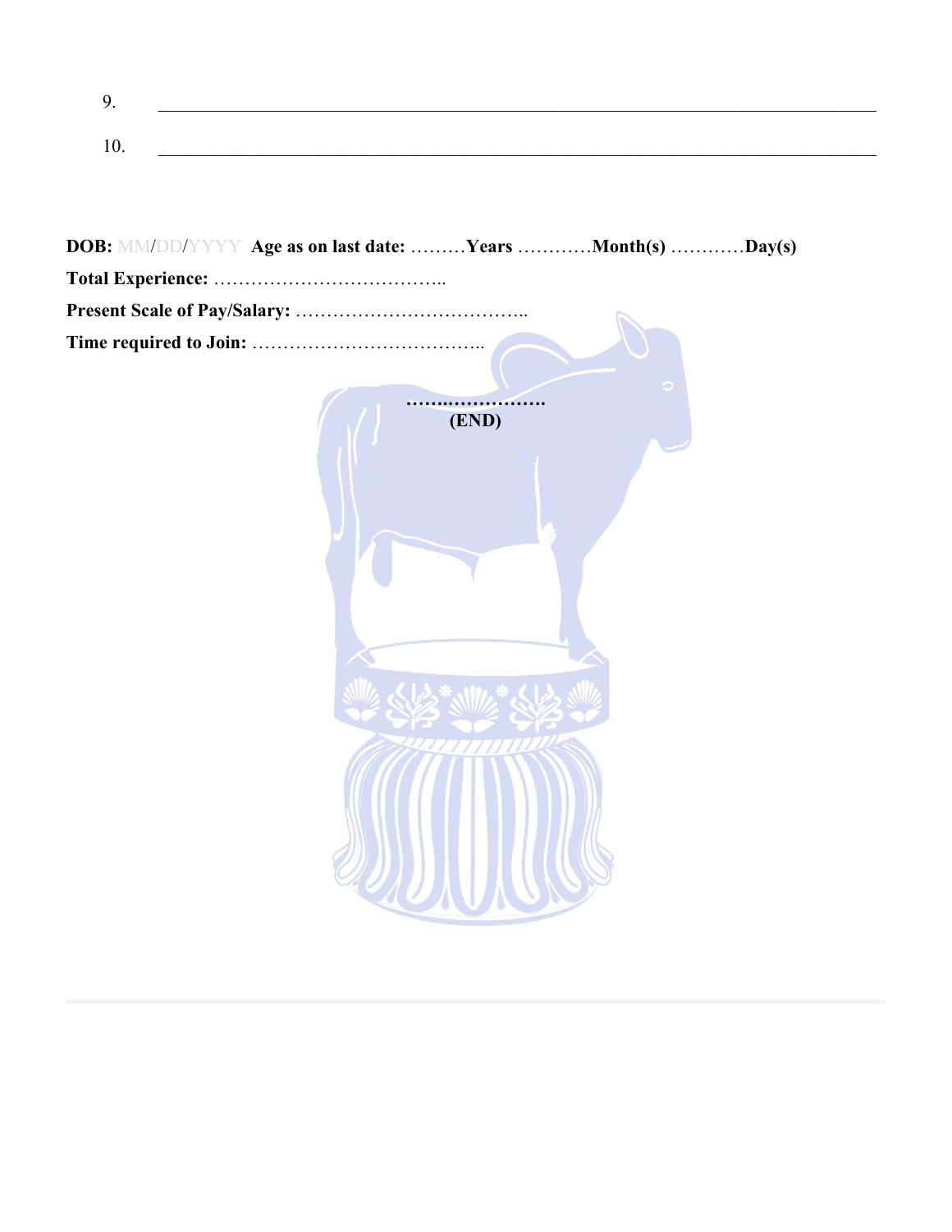9. \_\_\_\_\_\_\_\_\_\_\_\_\_\_\_\_\_\_\_\_\_\_\_\_\_\_\_\_\_\_\_\_\_\_\_\_\_\_\_\_\_\_\_\_\_\_\_\_\_\_\_\_\_\_\_\_\_\_\_\_\_\_\_\_\_\_\_\_\_\_\_\_\_\_

10. \_\_\_\_\_\_\_\_\_\_\_\_\_\_\_\_\_\_\_\_\_\_\_\_\_\_\_\_\_\_\_\_\_\_\_\_\_\_\_\_\_\_\_\_\_\_\_\_\_\_\_\_\_\_\_\_\_\_\_\_\_\_\_\_\_\_\_\_\_\_\_\_\_\_

**DOB:** MM/DD/YYYY **Age as on last date:** ………**Years** …………**Month(s)** …………**Day(s)**

**Total Experience:** ………………………………..

**Present Scale of Pay/Salary:** ………………………………..

**Time required to Join:** ………………………………..

**……..…………….**

**(END)**